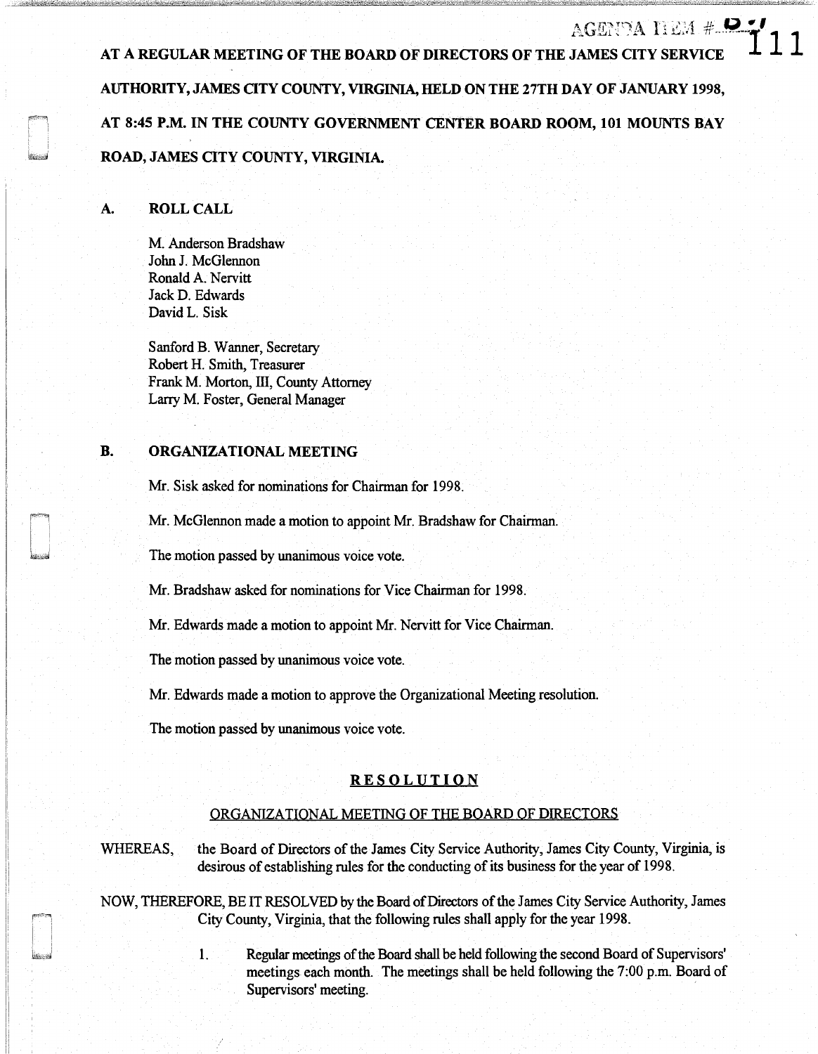AT A REGULAR MEETING OF THE BOARD OF DIRECTORS OF THE JAMES CITY SERVICE AUTHORITY, JAMES CITY COUNTY, VIRGINIA, HELD ON THE 27TH DAY OF JANUARY 1998, AT 8:45 P.M. IN THE COUNTY GOVERNMENT CENTER BOARD ROOM, 101 MOUNTS BAY ROAD, JAMES CITY COUNTY, VIRGINIA.

## A. ROLL CALL

M. Anderson Bradshaw
John J. McGlennon
Ronald A. Nervitt
Jack D. Edwards
David L. Sisk

Sanford B. Wanner, Secretary
Robert H. Smith, Treasurer
Frank M. Morton, III, County Attorney
Larry M. Foster, General Manager

## B. ORGANIZATIONAL MEETING

Mr. Sisk asked for nominations for Chairman for 1998.

Mr. McGlennon made a motion to appoint Mr. Bradshaw for Chairman.

The motion passed by unanimous voice vote.

Mr. Bradshaw asked for nominations for Vice Chairman for 1998.

Mr. Edwards made a motion to appoint Mr. Nervitt for Vice Chairman.

The motion passed by unanimous voice vote.

Mr. Edwards made a motion to approve the Organizational Meeting resolution.

The motion passed by unanimous voice vote.

### RESOLUTION

#### ORGANIZATIONAL MEETING OF THE BOARD OF DIRECTORS

WHEREAS, the Board of Directors of the James City Service Authority, James City County, Virginia, is desirous of establishing rules for the conducting of its business for the year of 1998.

NOW, THEREFORE, BE IT RESOLVED by the Board of Directors of the James City Service Authority, James City County, Virginia, that the following rules shall apply for the year 1998.

1. Regular meetings of the Board shall be held following the second Board of Supervisors' meetings each month. The meetings shall be held following the 7:00 p.m. Board of Supervisors' meeting.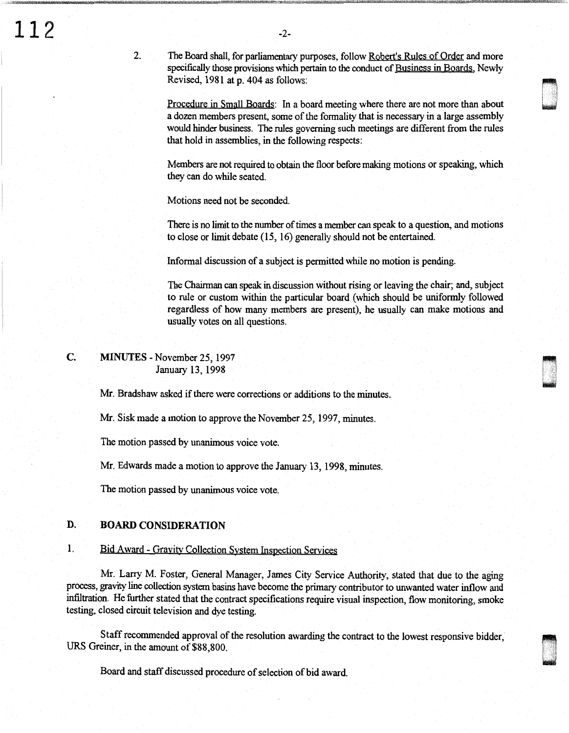2. The Board shall, for parliamentary purposes, follow Robert's Rules of Order and more specifically those provisions which pertain to the conduct of Business in Boards, Newly Revised, 1981 at p. 404 as follows:

   Procedure in Small Boards: In a board meeting where there are not more than about a dozen members present, some of the formality that is necessary in a large assembly would hinder business. The rules governing such meetings are different from the rules that hold in assemblies, in the following respects:

   Members are not required to obtain the floor before making motions or speaking, which they can do while seated.

   Motions need not be seconded.

   There is no limit to the number of times a member can speak to a question, and motions to close or limit debate (15, 16) generally should not be entertained.

   Informal discussion of a subject is permitted while no motion is pending.

   The Chairman can speak in discussion without rising or leaving the chair; and, subject to rule or custom within the particular board (which should be uniformly followed regardless of how many members are present), he usually can make motions and usually votes on all questions.

## C. MINUTES - November 25, 1997
## January 13, 1998

Mr. Bradshaw asked if there were corrections or additions to the minutes.

Mr. Sisk made a motion to approve the November 25, 1997, minutes.

The motion passed by unanimous voice vote.

Mr. Edwards made a motion to approve the January 13, 1998, minutes.

The motion passed by unanimous voice vote.

## D. BOARD CONSIDERATION

### 1. Bid Award - Gravity Collection System Inspection Services

Mr. Larry M. Foster, General Manager, James City Service Authority, stated that due to the aging process, gravity line collection system basins have become the primary contributor to unwanted water inflow and infiltration. He further stated that the contract specifications require visual inspection, flow monitoring, smoke testing, closed circuit television and dye testing.

Staff recommended approval of the resolution awarding the contract to the lowest responsive bidder, URS Greiner, in the amount of $88,800.

Board and staff discussed procedure of selection of bid award.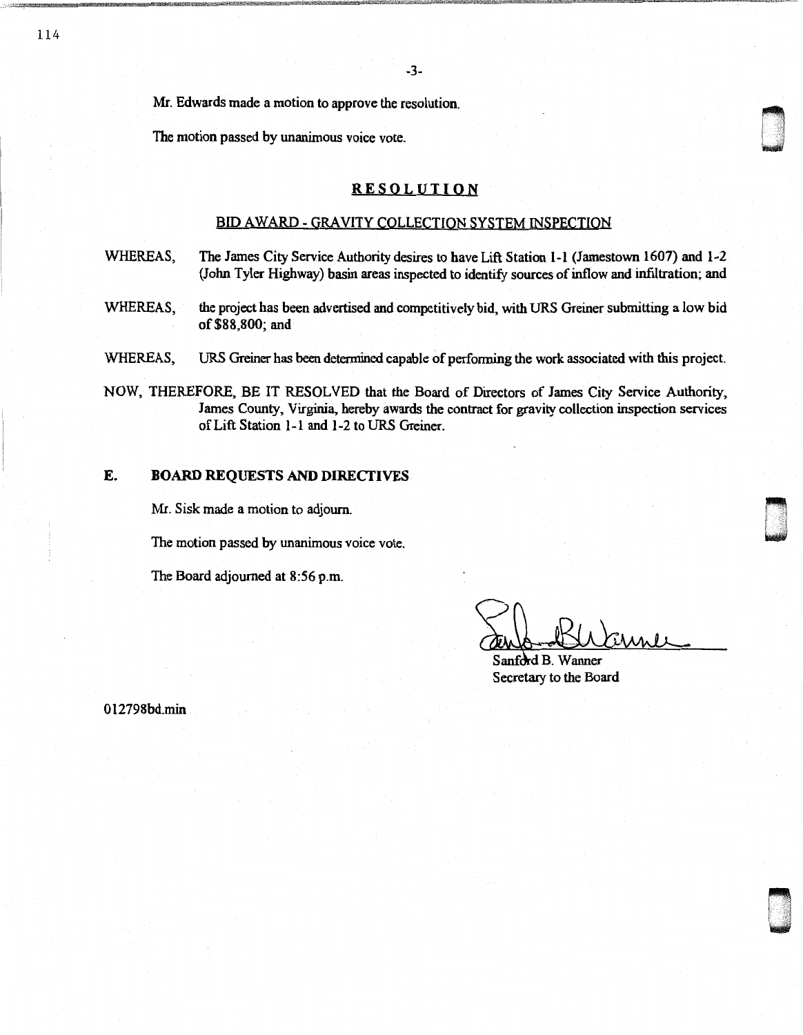Mr. Edwards made a motion to approve the resolution.

The motion passed by unanimous voice vote.

## RESOLUTION

### BID AWARD - GRAVITY COLLECTION SYSTEM INSPECTION

WHEREAS, The James City Service Authority desires to have Lift Station 1-1 (Jamestown 1607) and 1-2 (John Tyler Highway) basin areas inspected to identify sources of inflow and infiltration; and

WHEREAS, the project has been advertised and competitively bid, with URS Greiner submitting a low bid of $88,800; and

WHEREAS, URS Greiner has been determined capable of performing the work associated with this project.

NOW, THEREFORE, BE IT RESOLVED that the Board of Directors of James City Service Authority, James County, Virginia, hereby awards the contract for gravity collection inspection services of Lift Station 1-1 and 1-2 to URS Greiner.

## E. BOARD REQUESTS AND DIRECTIVES

Mr. Sisk made a motion to adjourn.

The motion passed by unanimous voice vote.

The Board adjourned at 8:56 p.m.

Sanford B. Wanner
Secretary to the Board

012798bd.min